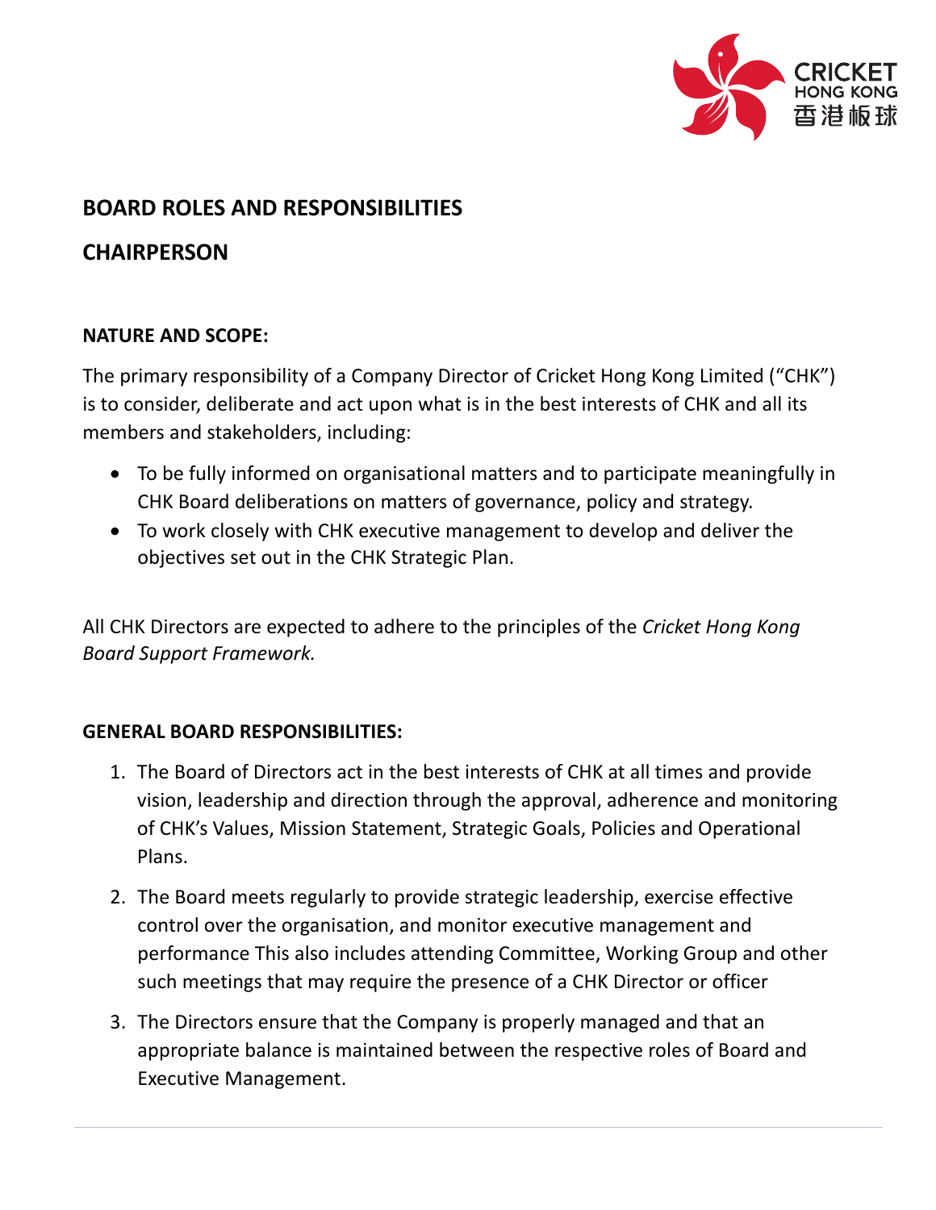# BOARD ROLES AND RESPONSIBILITIES

## CHAIRPERSON

### NATURE AND SCOPE:

The primary responsibility of a Company Director of Cricket Hong Kong Limited ("CHK") is to consider, deliberate and act upon what is in the best interests of CHK and all its members and stakeholders, including:

- To be fully informed on organisational matters and to participate meaningfully in CHK Board deliberations on matters of governance, policy and strategy.
- To work closely with CHK executive management to develop and deliver the objectives set out in the CHK Strategic Plan.

All CHK Directors are expected to adhere to the principles of the *Cricket Hong Kong Board Support Framework.*

### GENERAL BOARD RESPONSIBILITIES:

1. The Board of Directors act in the best interests of CHK at all times and provide vision, leadership and direction through the approval, adherence and monitoring of CHK's Values, Mission Statement, Strategic Goals, Policies and Operational Plans.
2. The Board meets regularly to provide strategic leadership, exercise effective control over the organisation, and monitor executive management and performance This also includes attending Committee, Working Group and other such meetings that may require the presence of a CHK Director or officer
3. The Directors ensure that the Company is properly managed and that an appropriate balance is maintained between the respective roles of Board and Executive Management.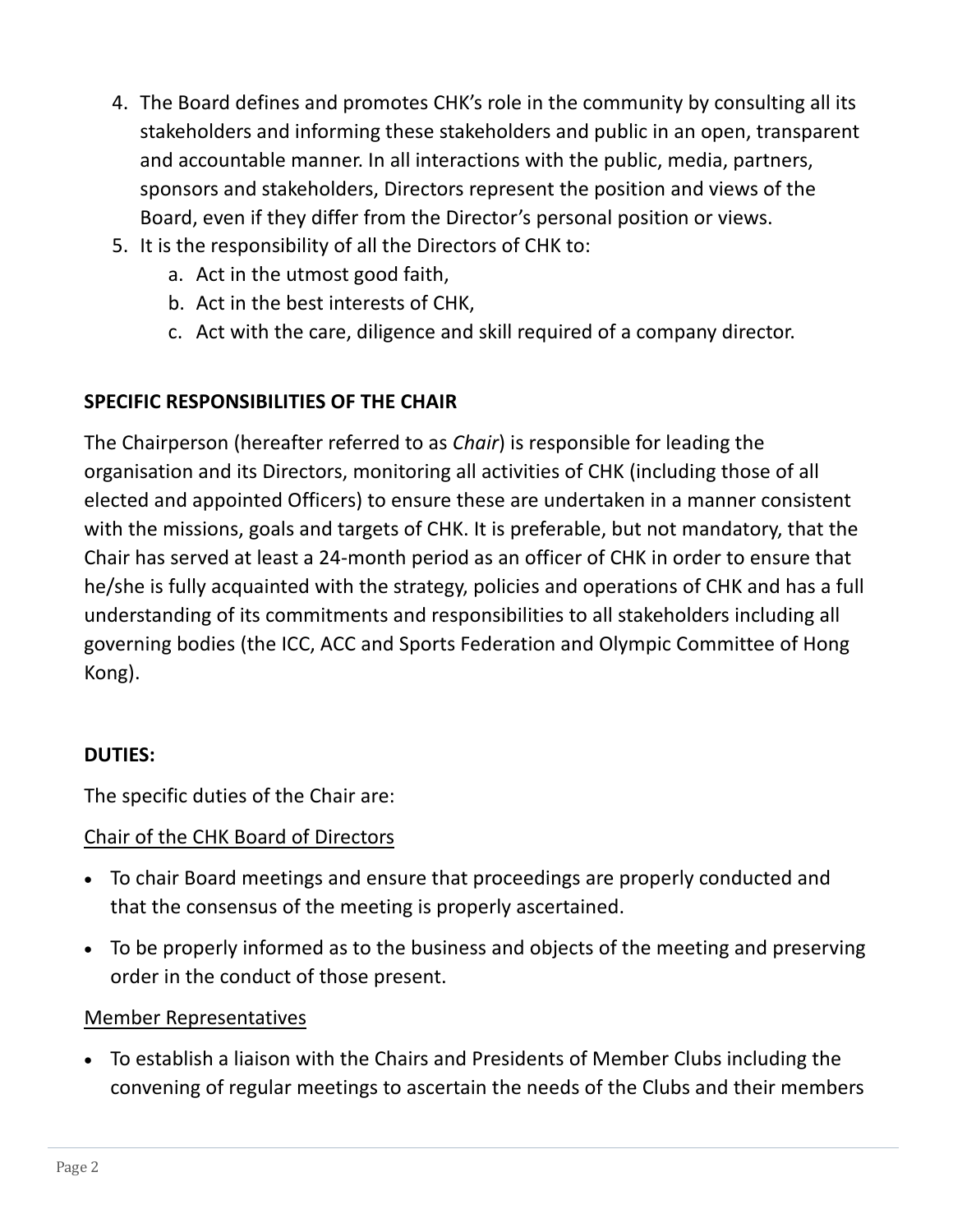4. The Board defines and promotes CHK's role in the community by consulting all its stakeholders and informing these stakeholders and public in an open, transparent and accountable manner. In all interactions with the public, media, partners, sponsors and stakeholders, Directors represent the position and views of the Board, even if they differ from the Director's personal position or views.
5. It is the responsibility of all the Directors of CHK to:
   a. Act in the utmost good faith,
   b. Act in the best interests of CHK,
   c. Act with the care, diligence and skill required of a company director.

**SPECIFIC RESPONSIBILITIES OF THE CHAIR**

The Chairperson (hereafter referred to as *Chair*) is responsible for leading the organisation and its Directors, monitoring all activities of CHK (including those of all elected and appointed Officers) to ensure these are undertaken in a manner consistent with the missions, goals and targets of CHK. It is preferable, but not mandatory, that the Chair has served at least a 24-month period as an officer of CHK in order to ensure that he/she is fully acquainted with the strategy, policies and operations of CHK and has a full understanding of its commitments and responsibilities to all stakeholders including all governing bodies (the ICC, ACC and Sports Federation and Olympic Committee of Hong Kong).

**DUTIES:**

The specific duties of the Chair are:

<u>Chair of the CHK Board of Directors</u>

- To chair Board meetings and ensure that proceedings are properly conducted and that the consensus of the meeting is properly ascertained.
- To be properly informed as to the business and objects of the meeting and preserving order in the conduct of those present.

<u>Member Representatives</u>

- To establish a liaison with the Chairs and Presidents of Member Clubs including the convening of regular meetings to ascertain the needs of the Clubs and their members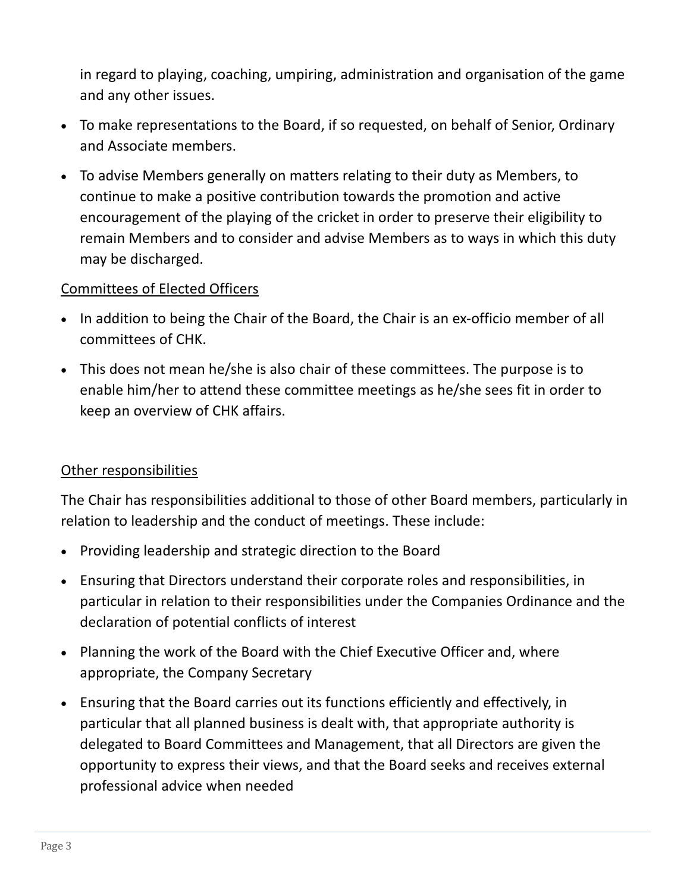in regard to playing, coaching, umpiring, administration and organisation of the game and any other issues.

- To make representations to the Board, if so requested, on behalf of Senior, Ordinary and Associate members.
- To advise Members generally on matters relating to their duty as Members, to continue to make a positive contribution towards the promotion and active encouragement of the playing of the cricket in order to preserve their eligibility to remain Members and to consider and advise Members as to ways in which this duty may be discharged.

Committees of Elected Officers

- In addition to being the Chair of the Board, the Chair is an ex-officio member of all committees of CHK.
- This does not mean he/she is also chair of these committees. The purpose is to enable him/her to attend these committee meetings as he/she sees fit in order to keep an overview of CHK affairs.

Other responsibilities

The Chair has responsibilities additional to those of other Board members, particularly in relation to leadership and the conduct of meetings. These include:

- Providing leadership and strategic direction to the Board
- Ensuring that Directors understand their corporate roles and responsibilities, in particular in relation to their responsibilities under the Companies Ordinance and the declaration of potential conflicts of interest
- Planning the work of the Board with the Chief Executive Officer and, where appropriate, the Company Secretary
- Ensuring that the Board carries out its functions efficiently and effectively, in particular that all planned business is dealt with, that appropriate authority is delegated to Board Committees and Management, that all Directors are given the opportunity to express their views, and that the Board seeks and receives external professional advice when needed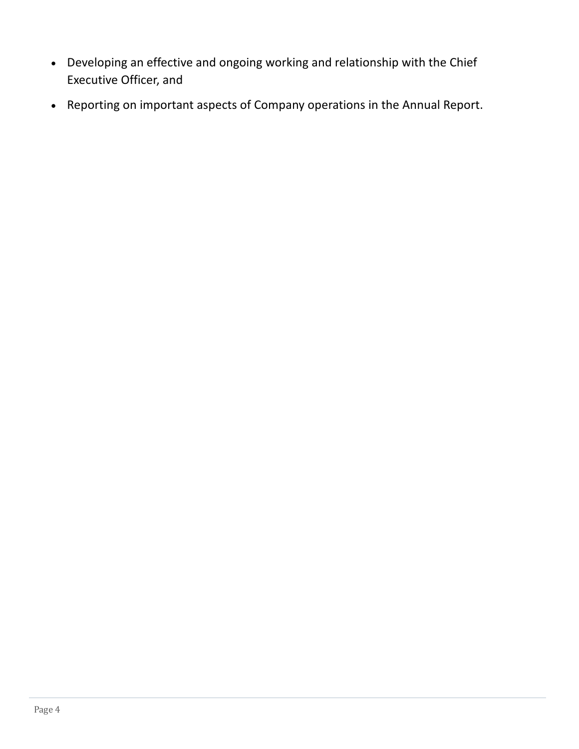- Developing an effective and ongoing working and relationship with the Chief Executive Officer, and
- Reporting on important aspects of Company operations in the Annual Report.